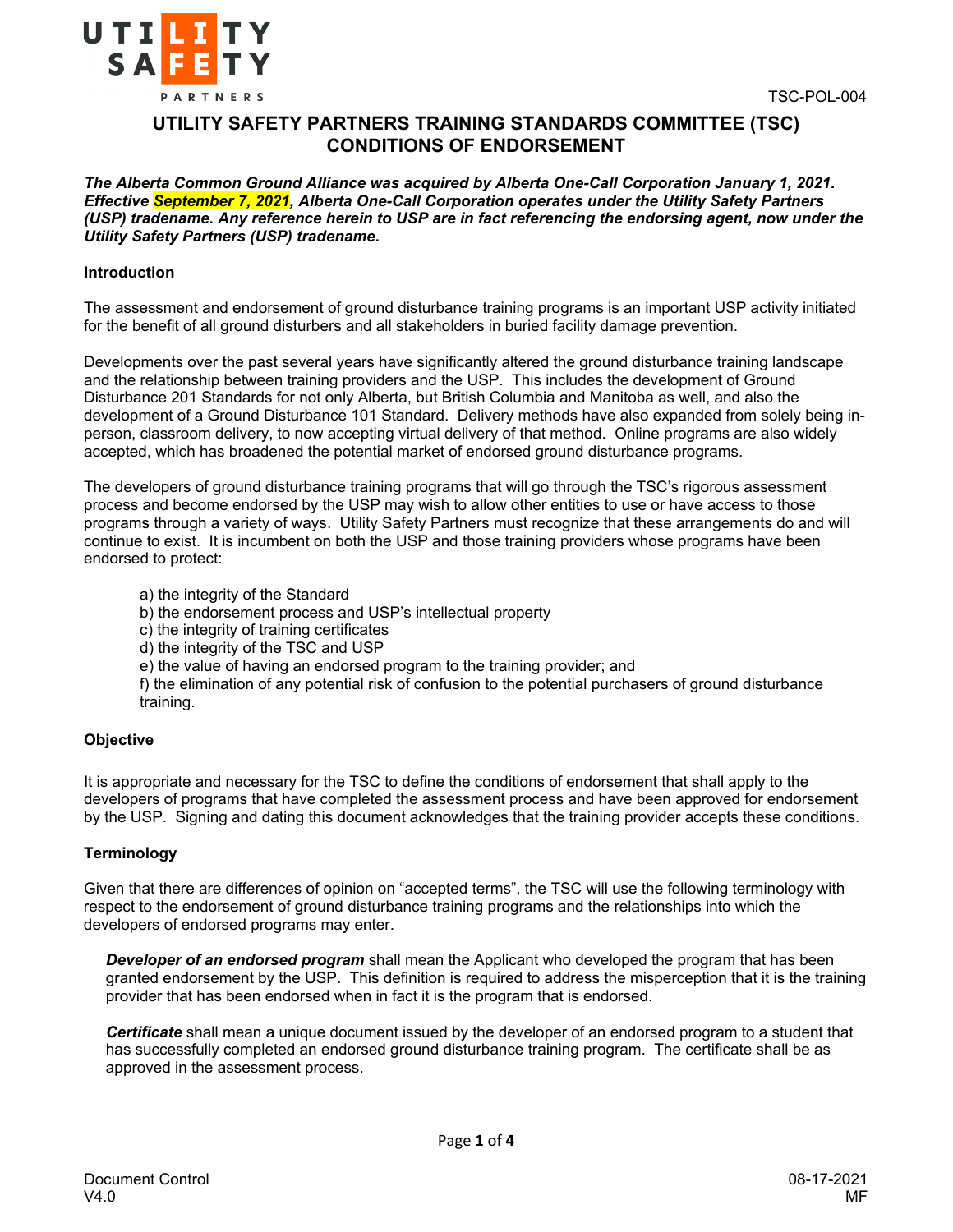TSC-POL-004

# UTILITY SAFETY PARTNERS TRAINING STANDARDS COMMITTEE (TSC) CONDITIONS OF ENDORSEMENT

***The Alberta Common Ground Alliance was acquired by Alberta One-Call Corporation January 1, 2021. Effective September 7, 2021, Alberta One-Call Corporation operates under the Utility Safety Partners (USP) tradename. Any reference herein to USP are in fact referencing the endorsing agent, now under the Utility Safety Partners (USP) tradename.***

**Introduction**

The assessment and endorsement of ground disturbance training programs is an important USP activity initiated for the benefit of all ground disturbers and all stakeholders in buried facility damage prevention.

Developments over the past several years have significantly altered the ground disturbance training landscape and the relationship between training providers and the USP. This includes the development of Ground Disturbance 201 Standards for not only Alberta, but British Columbia and Manitoba as well, and also the development of a Ground Disturbance 101 Standard. Delivery methods have also expanded from solely being in-person, classroom delivery, to now accepting virtual delivery of that method. Online programs are also widely accepted, which has broadened the potential market of endorsed ground disturbance programs.

The developers of ground disturbance training programs that will go through the TSC's rigorous assessment process and become endorsed by the USP may wish to allow other entities to use or have access to those programs through a variety of ways. Utility Safety Partners must recognize that these arrangements do and will continue to exist. It is incumbent on both the USP and those training providers whose programs have been endorsed to protect:

a) the integrity of the Standard
b) the endorsement process and USP's intellectual property
c) the integrity of training certificates
d) the integrity of the TSC and USP
e) the value of having an endorsed program to the training provider; and
f) the elimination of any potential risk of confusion to the potential purchasers of ground disturbance training.

**Objective**

It is appropriate and necessary for the TSC to define the conditions of endorsement that shall apply to the developers of programs that have completed the assessment process and have been approved for endorsement by the USP. Signing and dating this document acknowledges that the training provider accepts these conditions.

**Terminology**

Given that there are differences of opinion on "accepted terms", the TSC will use the following terminology with respect to the endorsement of ground disturbance training programs and the relationships into which the developers of endorsed programs may enter.

***Developer of an endorsed program*** shall mean the Applicant who developed the program that has been granted endorsement by the USP. This definition is required to address the misperception that it is the training provider that has been endorsed when in fact it is the program that is endorsed.

***Certificate*** shall mean a unique document issued by the developer of an endorsed program to a student that has successfully completed an endorsed ground disturbance training program. The certificate shall be as approved in the assessment process.

Document Control
V4.0

08-17-2021
MF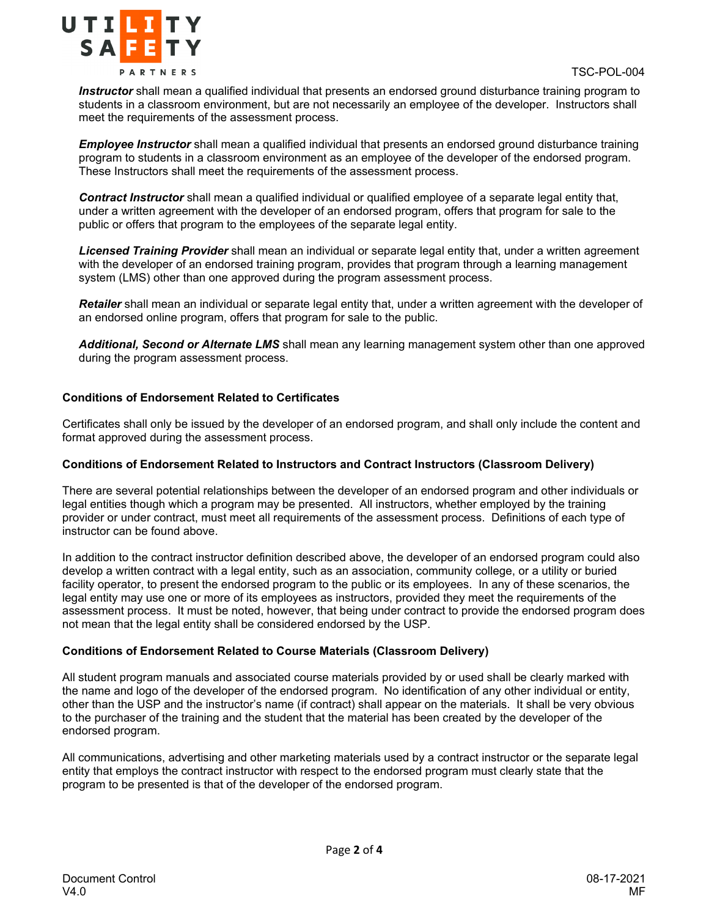***Instructor*** shall mean a qualified individual that presents an endorsed ground disturbance training program to students in a classroom environment, but are not necessarily an employee of the developer. Instructors shall meet the requirements of the assessment process.

***Employee Instructor*** shall mean a qualified individual that presents an endorsed ground disturbance training program to students in a classroom environment as an employee of the developer of the endorsed program. These Instructors shall meet the requirements of the assessment process.

***Contract Instructor*** shall mean a qualified individual or qualified employee of a separate legal entity that, under a written agreement with the developer of an endorsed program, offers that program for sale to the public or offers that program to the employees of the separate legal entity.

***Licensed Training Provider*** shall mean an individual or separate legal entity that, under a written agreement with the developer of an endorsed training program, provides that program through a learning management system (LMS) other than one approved during the program assessment process.

***Retailer*** shall mean an individual or separate legal entity that, under a written agreement with the developer of an endorsed online program, offers that program for sale to the public.

***Additional, Second or Alternate LMS*** shall mean any learning management system other than one approved during the program assessment process.

**Conditions of Endorsement Related to Certificates**

Certificates shall only be issued by the developer of an endorsed program, and shall only include the content and format approved during the assessment process.

**Conditions of Endorsement Related to Instructors and Contract Instructors (Classroom Delivery)**

There are several potential relationships between the developer of an endorsed program and other individuals or legal entities though which a program may be presented. All instructors, whether employed by the training provider or under contract, must meet all requirements of the assessment process. Definitions of each type of instructor can be found above.

In addition to the contract instructor definition described above, the developer of an endorsed program could also develop a written contract with a legal entity, such as an association, community college, or a utility or buried facility operator, to present the endorsed program to the public or its employees. In any of these scenarios, the legal entity may use one or more of its employees as instructors, provided they meet the requirements of the assessment process. It must be noted, however, that being under contract to provide the endorsed program does not mean that the legal entity shall be considered endorsed by the USP.

**Conditions of Endorsement Related to Course Materials (Classroom Delivery)**

All student program manuals and associated course materials provided by or used shall be clearly marked with the name and logo of the developer of the endorsed program. No identification of any other individual or entity, other than the USP and the instructor's name (if contract) shall appear on the materials. It shall be very obvious to the purchaser of the training and the student that the material has been created by the developer of the endorsed program.

All communications, advertising and other marketing materials used by a contract instructor or the separate legal entity that employs the contract instructor with respect to the endorsed program must clearly state that the program to be presented is that of the developer of the endorsed program.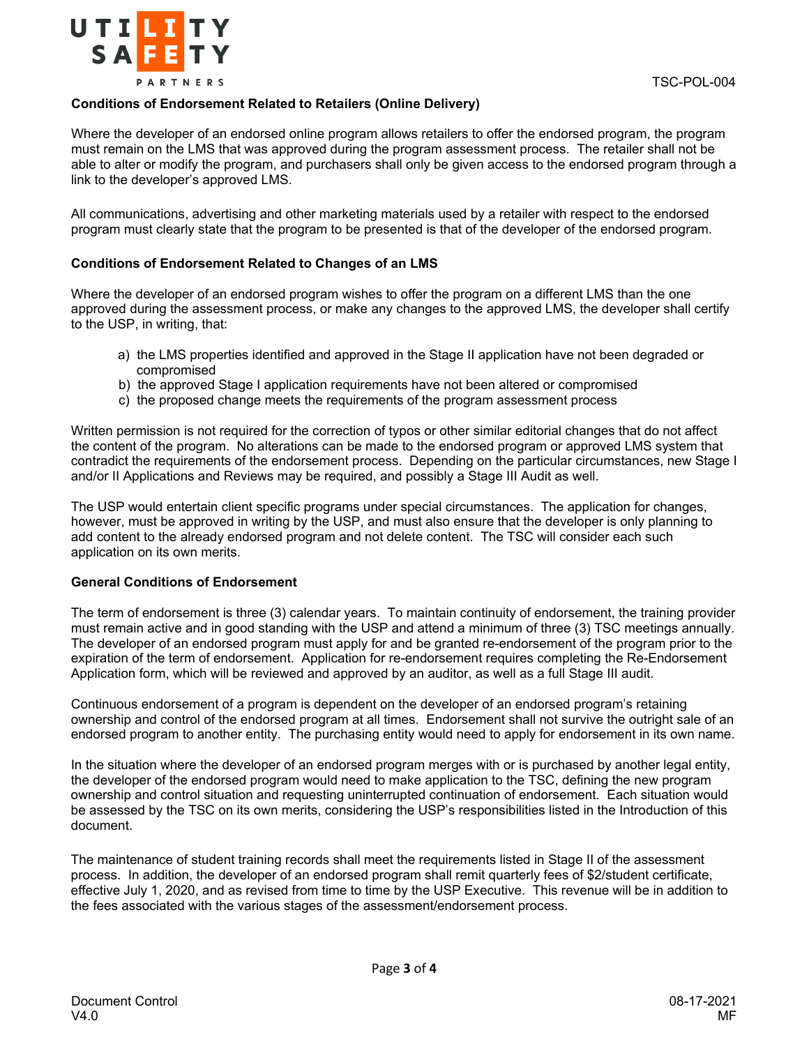### Conditions of Endorsement Related to Retailers (Online Delivery)

Where the developer of an endorsed online program allows retailers to offer the endorsed program, the program must remain on the LMS that was approved during the program assessment process. The retailer shall not be able to alter or modify the program, and purchasers shall only be given access to the endorsed program through a link to the developer's approved LMS.

All communications, advertising and other marketing materials used by a retailer with respect to the endorsed program must clearly state that the program to be presented is that of the developer of the endorsed program.

### Conditions of Endorsement Related to Changes of an LMS

Where the developer of an endorsed program wishes to offer the program on a different LMS than the one approved during the assessment process, or make any changes to the approved LMS, the developer shall certify to the USP, in writing, that:

a) the LMS properties identified and approved in the Stage II application have not been degraded or compromised
b) the approved Stage I application requirements have not been altered or compromised
c) the proposed change meets the requirements of the program assessment process

Written permission is not required for the correction of typos or other similar editorial changes that do not affect the content of the program. No alterations can be made to the endorsed program or approved LMS system that contradict the requirements of the endorsement process. Depending on the particular circumstances, new Stage I and/or II Applications and Reviews may be required, and possibly a Stage III Audit as well.

The USP would entertain client specific programs under special circumstances. The application for changes, however, must be approved in writing by the USP, and must also ensure that the developer is only planning to add content to the already endorsed program and not delete content. The TSC will consider each such application on its own merits.

### General Conditions of Endorsement

The term of endorsement is three (3) calendar years. To maintain continuity of endorsement, the training provider must remain active and in good standing with the USP and attend a minimum of three (3) TSC meetings annually. The developer of an endorsed program must apply for and be granted re-endorsement of the program prior to the expiration of the term of endorsement. Application for re-endorsement requires completing the Re-Endorsement Application form, which will be reviewed and approved by an auditor, as well as a full Stage III audit.

Continuous endorsement of a program is dependent on the developer of an endorsed program's retaining ownership and control of the endorsed program at all times. Endorsement shall not survive the outright sale of an endorsed program to another entity. The purchasing entity would need to apply for endorsement in its own name.

In the situation where the developer of an endorsed program merges with or is purchased by another legal entity, the developer of the endorsed program would need to make application to the TSC, defining the new program ownership and control situation and requesting uninterrupted continuation of endorsement. Each situation would be assessed by the TSC on its own merits, considering the USP's responsibilities listed in the Introduction of this document.

The maintenance of student training records shall meet the requirements listed in Stage II of the assessment process. In addition, the developer of an endorsed program shall remit quarterly fees of $2/student certificate, effective July 1, 2020, and as revised from time to time by the USP Executive. This revenue will be in addition to the fees associated with the various stages of the assessment/endorsement process.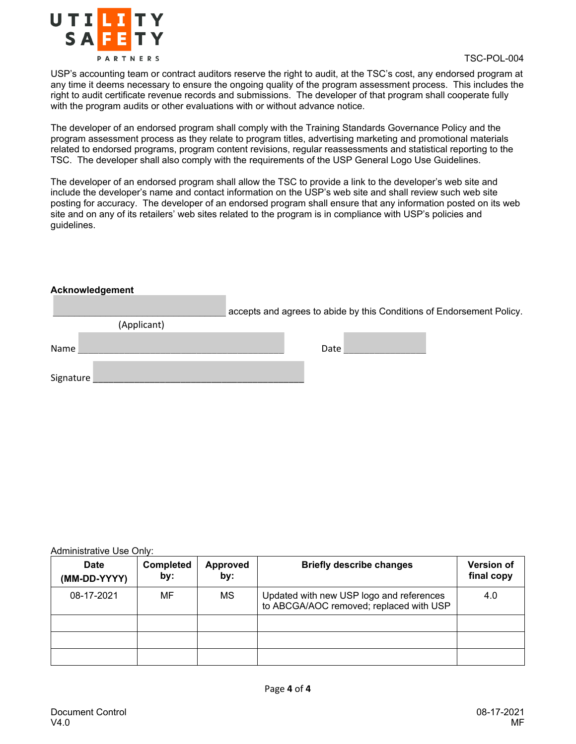USP's accounting team or contract auditors reserve the right to audit, at the TSC's cost, any endorsed program at any time it deems necessary to ensure the ongoing quality of the program assessment process. This includes the right to audit certificate revenue records and submissions. The developer of that program shall cooperate fully with the program audits or other evaluations with or without advance notice.

The developer of an endorsed program shall comply with the Training Standards Governance Policy and the program assessment process as they relate to program titles, advertising marketing and promotional materials related to endorsed programs, program content revisions, regular reassessments and statistical reporting to the TSC. The developer shall also comply with the requirements of the USP General Logo Use Guidelines.

The developer of an endorsed program shall allow the TSC to provide a link to the developer's web site and include the developer's name and contact information on the USP's web site and shall review such web site posting for accuracy. The developer of an endorsed program shall ensure that any information posted on its web site and on any of its retailers' web sites related to the program is in compliance with USP's policies and guidelines.

**Acknowledgement**

________________________________ accepts and agrees to abide by this Conditions of Endorsement Policy.
(Applicant)

Name ________________________________________ Date ________________

Signature ________________________________________

Administrative Use Only:

| Date (MM-DD-YYYY) | Completed by: | Approved by: | Briefly describe changes | Version of final copy |
|---|---|---|---|---|
| 08-17-2021 | MF | MS | Updated with new USP logo and references to ABCGA/AOC removed; replaced with USP | 4.0 |
| | | | | |
| | | | | |
| | | | | |